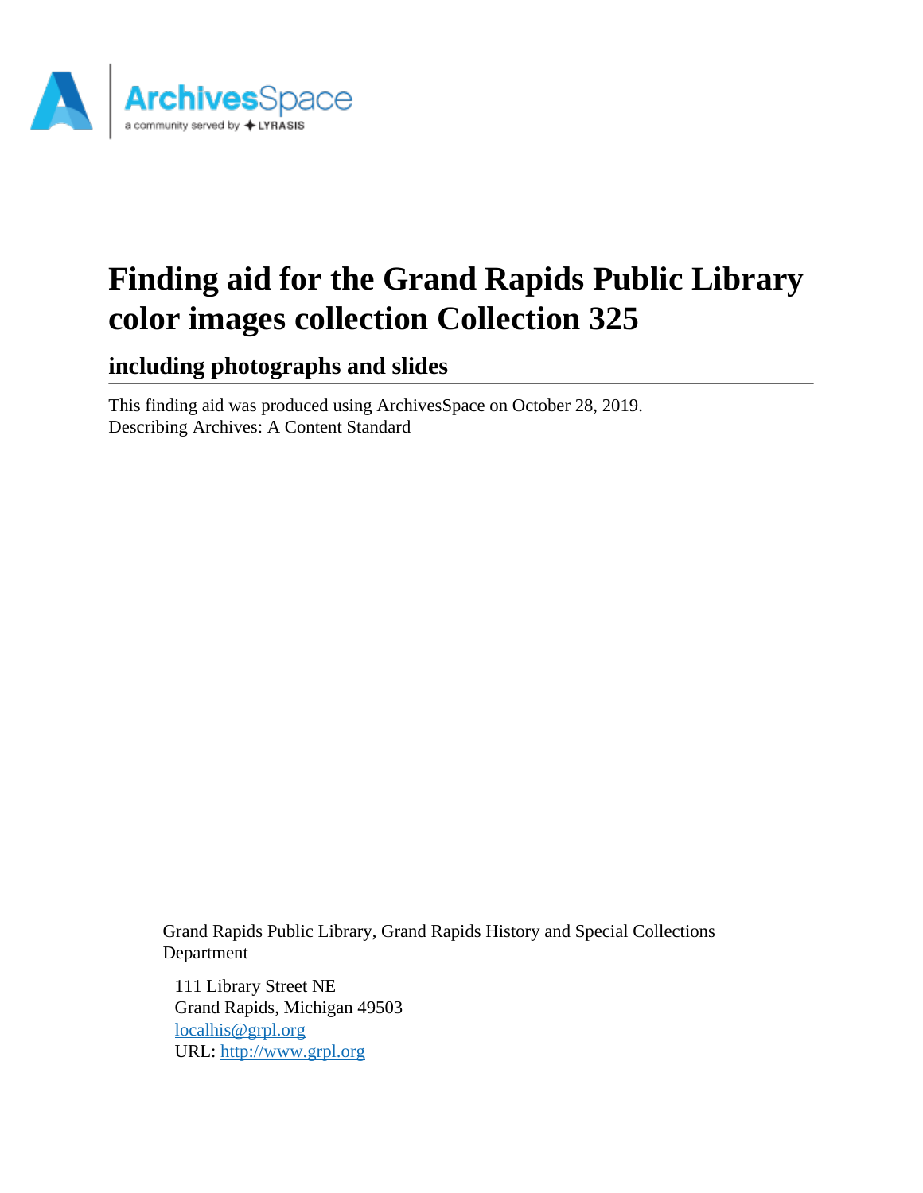# Finding aid for the Grand Rapids Public Library color images collection Collection 325

## including photographs and slides

This finding aid was produced using ArchivesSpace on October 28, 2019.
Describing Archives: A Content Standard

Grand Rapids Public Library, Grand Rapids History and Special Collections Department

111 Library Street NE
Grand Rapids, Michigan 49503
localhis@grpl.org
URL: http://www.grpl.org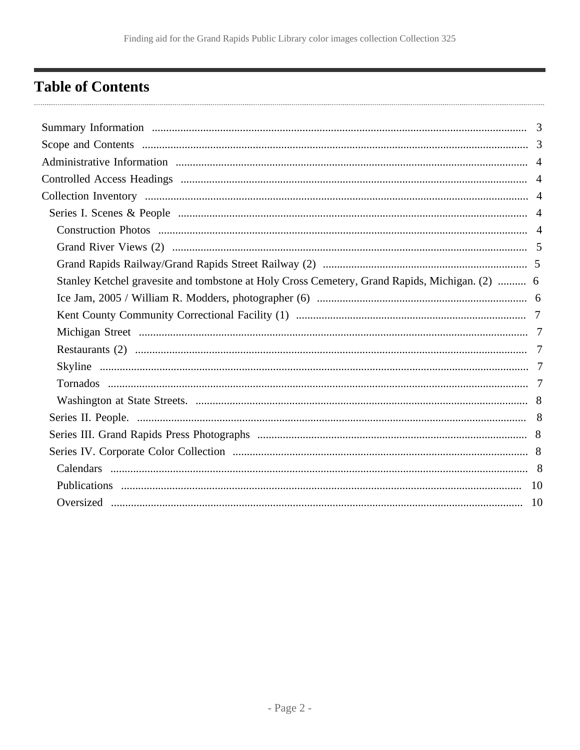# Table of Contents

- Summary Information ... 3
- Scope and Contents ... 3
- Administrative Information ... 4
- Controlled Access Headings ... 4
- Collection Inventory ... 4
  - Series I. Scenes & People ... 4
    - Construction Photos ... 4
    - Grand River Views (2) ... 5
    - Grand Rapids Railway/Grand Rapids Street Railway (2) ... 5
    - Stanley Ketchel gravesite and tombstone at Holy Cross Cemetery, Grand Rapids, Michigan. (2) ... 6
    - Ice Jam, 2005 / William R. Modders, photographer (6) ... 6
    - Kent County Community Correctional Facility (1) ... 7
    - Michigan Street ... 7
    - Restaurants (2) ... 7
    - Skyline ... 7
    - Tornados ... 7
    - Washington at State Streets. ... 8
  - Series II. People. ... 8
  - Series III. Grand Rapids Press Photographs ... 8
  - Series IV. Corporate Color Collection ... 8
    - Calendars ... 8
    - Publications ... 10
    - Oversized ... 10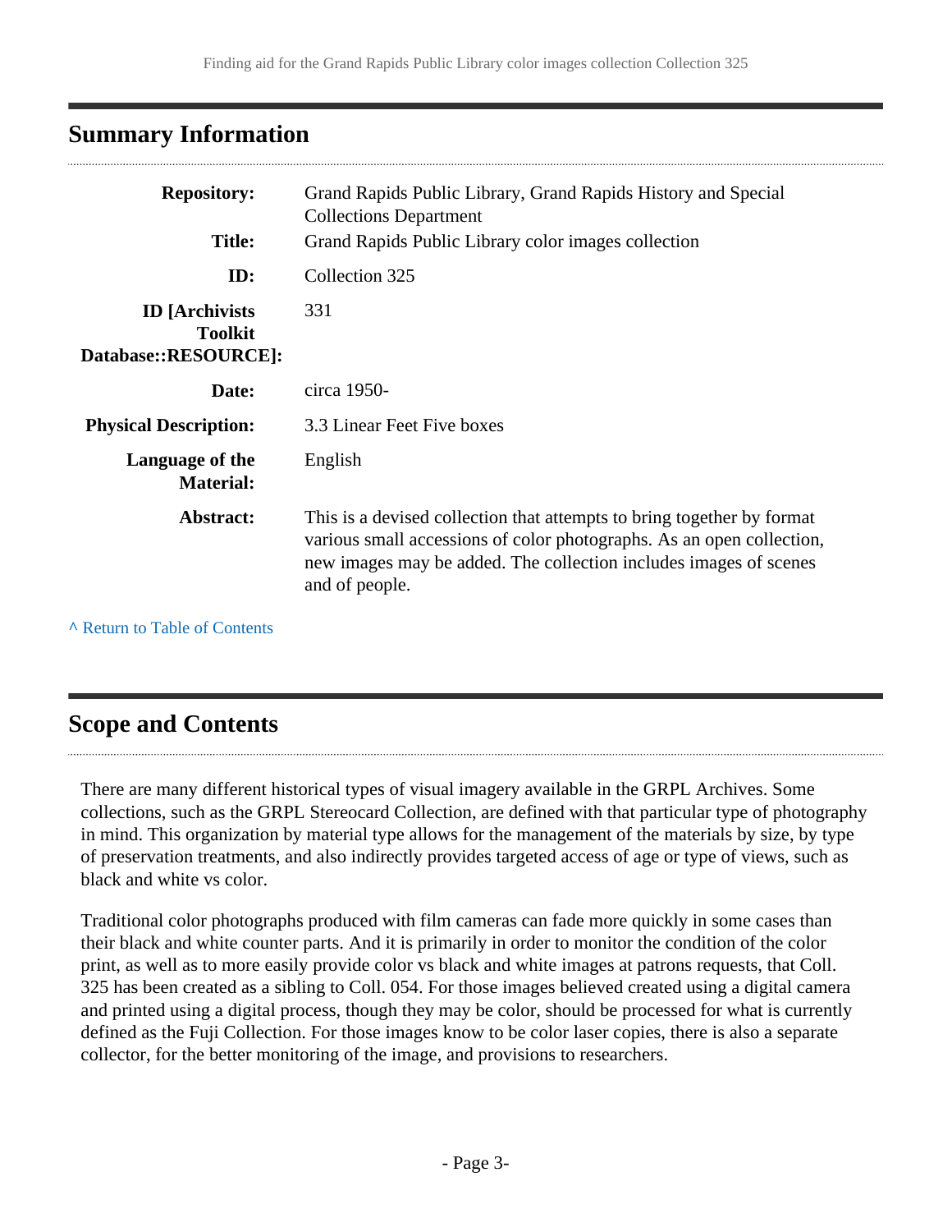## Summary Information

| | |
|---|---|
| **Repository:** | Grand Rapids Public Library, Grand Rapids History and Special Collections Department |
| **Title:** | Grand Rapids Public Library color images collection |
| **ID:** | Collection 325 |
| **ID [Archivists Toolkit Database::RESOURCE]:** | 331 |
| **Date:** | circa 1950- |
| **Physical Description:** | 3.3 Linear Feet Five boxes |
| **Language of the Material:** | English |
| **Abstract:** | This is a devised collection that attempts to bring together by format various small accessions of color photographs. As an open collection, new images may be added. The collection includes images of scenes and of people. |

^ Return to Table of Contents

## Scope and Contents

There are many different historical types of visual imagery available in the GRPL Archives. Some collections, such as the GRPL Stereocard Collection, are defined with that particular type of photography in mind. This organization by material type allows for the management of the materials by size, by type of preservation treatments, and also indirectly provides targeted access of age or type of views, such as black and white vs color.

Traditional color photographs produced with film cameras can fade more quickly in some cases than their black and white counter parts. And it is primarily in order to monitor the condition of the color print, as well as to more easily provide color vs black and white images at patrons requests, that Coll. 325 has been created as a sibling to Coll. 054. For those images believed created using a digital camera and printed using a digital process, though they may be color, should be processed for what is currently defined as the Fuji Collection. For those images know to be color laser copies, there is also a separate collector, for the better monitoring of the image, and provisions to researchers.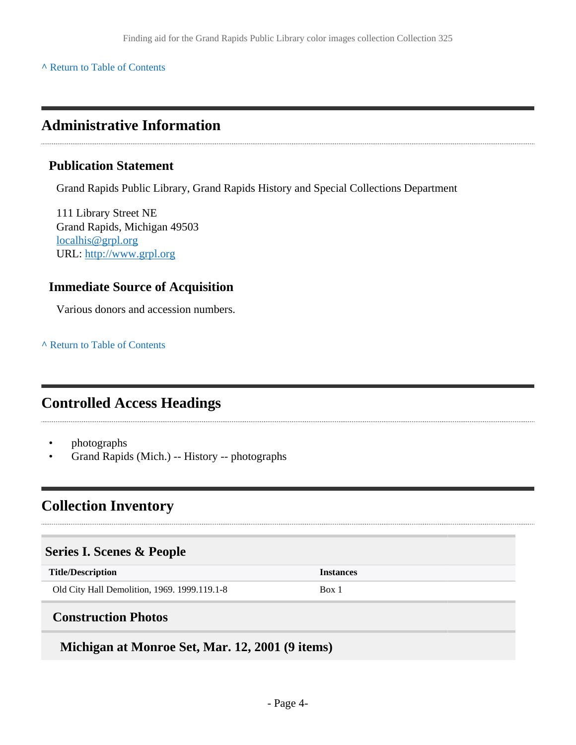[^ Return to Table of Contents](#)

## Administrative Information

### Publication Statement

Grand Rapids Public Library, Grand Rapids History and Special Collections Department

111 Library Street NE
Grand Rapids, Michigan 49503
[localhis@grpl.org](mailto:localhis@grpl.org)
URL: [http://www.grpl.org](http://www.grpl.org)

### Immediate Source of Acquisition

Various donors and accession numbers.

[^ Return to Table of Contents](#)

## Controlled Access Headings

- photographs
- Grand Rapids (Mich.) -- History -- photographs

## Collection Inventory

### Series I. Scenes & People

| Title/Description | Instances |
|---|---|
| Old City Hall Demolition, 1969. 1999.119.1-8 | Box 1 |

#### Construction Photos

##### Michigan at Monroe Set, Mar. 12, 2001 (9 items)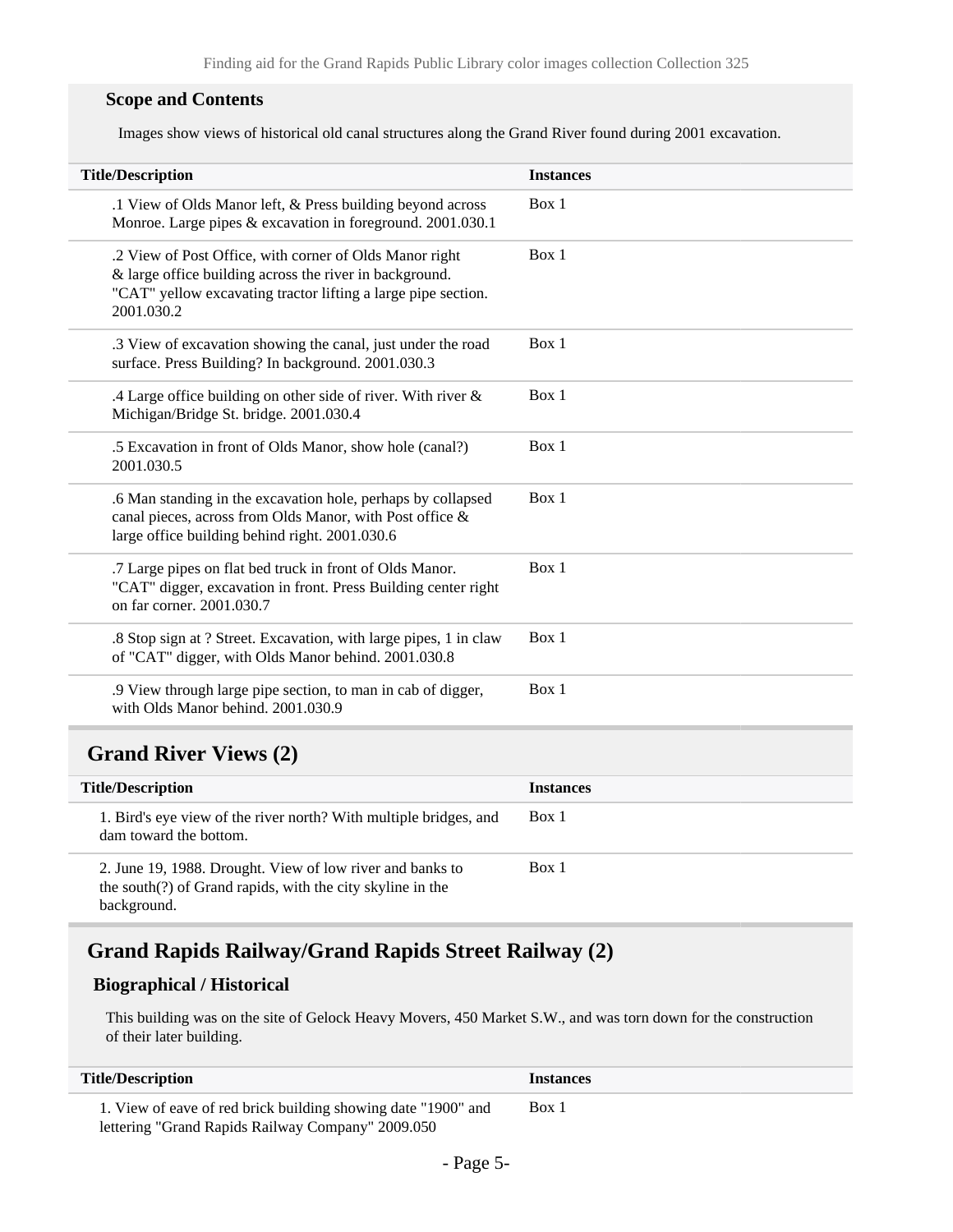### Scope and Contents

Images show views of historical old canal structures along the Grand River found during 2001 excavation.

| Title/Description | Instances |
| --- | --- |
| .1 View of Olds Manor left, & Press building beyond across Monroe. Large pipes & excavation in foreground. 2001.030.1 | Box 1 |
| .2 View of Post Office, with corner of Olds Manor right & large office building across the river in background. "CAT" yellow excavating tractor lifting a large pipe section. 2001.030.2 | Box 1 |
| .3 View of excavation showing the canal, just under the road surface. Press Building? In background. 2001.030.3 | Box 1 |
| .4 Large office building on other side of river. With river & Michigan/Bridge St. bridge. 2001.030.4 | Box 1 |
| .5 Excavation in front of Olds Manor, show hole (canal?) 2001.030.5 | Box 1 |
| .6 Man standing in the excavation hole, perhaps by collapsed canal pieces, across from Olds Manor, with Post office & large office building behind right. 2001.030.6 | Box 1 |
| .7 Large pipes on flat bed truck in front of Olds Manor. "CAT" digger, excavation in front. Press Building center right on far corner. 2001.030.7 | Box 1 |
| .8 Stop sign at ? Street. Excavation, with large pipes, 1 in claw of "CAT" digger, with Olds Manor behind. 2001.030.8 | Box 1 |
| .9 View through large pipe section, to man in cab of digger, with Olds Manor behind. 2001.030.9 | Box 1 |

## Grand River Views (2)

| Title/Description | Instances |
| --- | --- |
| 1. Bird's eye view of the river north? With multiple bridges, and dam toward the bottom. | Box 1 |
| 2. June 19, 1988. Drought. View of low river and banks to the south(?) of Grand rapids, with the city skyline in the background. | Box 1 |

## Grand Rapids Railway/Grand Rapids Street Railway (2)

### Biographical / Historical

This building was on the site of Gelock Heavy Movers, 450 Market S.W., and was torn down for the construction of their later building.

| Title/Description | Instances |
| --- | --- |
| 1. View of eave of red brick building showing date "1900" and lettering "Grand Rapids Railway Company" 2009.050 | Box 1 |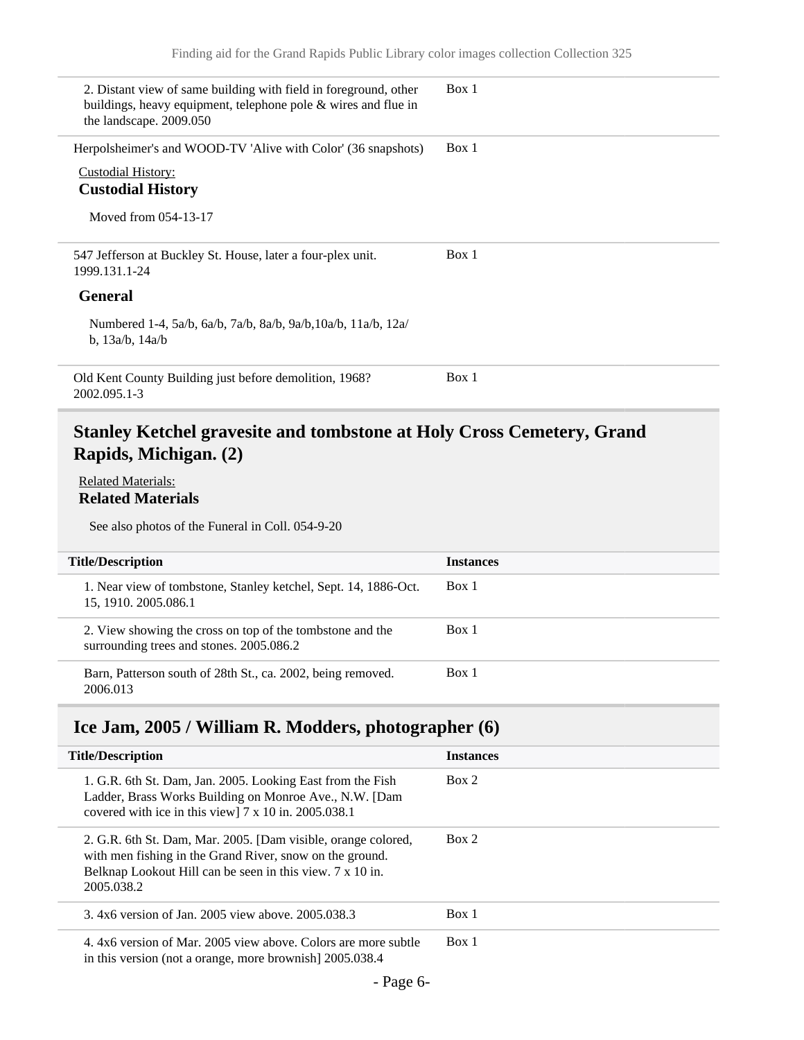| Title/Description | Instances |
| --- | --- |
| 2. Distant view of same building with field in foreground, other buildings, heavy equipment, telephone pole & wires and flue in the landscape. 2009.050 | Box 1 |
| Herpolsheimer's and WOOD-TV 'Alive with Color' (36 snapshots)<br><br>Custodial History:<br>**Custodial History**<br><br>Moved from 054-13-17 | Box 1 |
| 547 Jefferson at Buckley St. House, later a four-plex unit. 1999.131.1-24<br><br>**General**<br><br>Numbered 1-4, 5a/b, 6a/b, 7a/b, 8a/b, 9a/b,10a/b, 11a/b, 12a/b, 13a/b, 14a/b | Box 1 |
| Old Kent County Building just before demolition, 1968? 2002.095.1-3 | Box 1 |

## Stanley Ketchel gravesite and tombstone at Holy Cross Cemetery, Grand Rapids, Michigan. (2)

Related Materials:
**Related Materials**

See also photos of the Funeral in Coll. 054-9-20

| Title/Description | Instances |
| --- | --- |
| 1. Near view of tombstone, Stanley ketchel, Sept. 14, 1886-Oct. 15, 1910. 2005.086.1 | Box 1 |
| 2. View showing the cross on top of the tombstone and the surrounding trees and stones. 2005.086.2 | Box 1 |
| Barn, Patterson south of 28th St., ca. 2002, being removed. 2006.013 | Box 1 |

## Ice Jam, 2005 / William R. Modders, photographer (6)

| Title/Description | Instances |
| --- | --- |
| 1. G.R. 6th St. Dam, Jan. 2005. Looking East from the Fish Ladder, Brass Works Building on Monroe Ave., N.W. [Dam covered with ice in this view] 7 x 10 in. 2005.038.1 | Box 2 |
| 2. G.R. 6th St. Dam, Mar. 2005. [Dam visible, orange colored, with men fishing in the Grand River, snow on the ground. Belknap Lookout Hill can be seen in this view. 7 x 10 in. 2005.038.2 | Box 2 |
| 3. 4x6 version of Jan. 2005 view above. 2005.038.3 | Box 1 |
| 4. 4x6 version of Mar. 2005 view above. Colors are more subtle in this version (not a orange, more brownish] 2005.038.4 | Box 1 |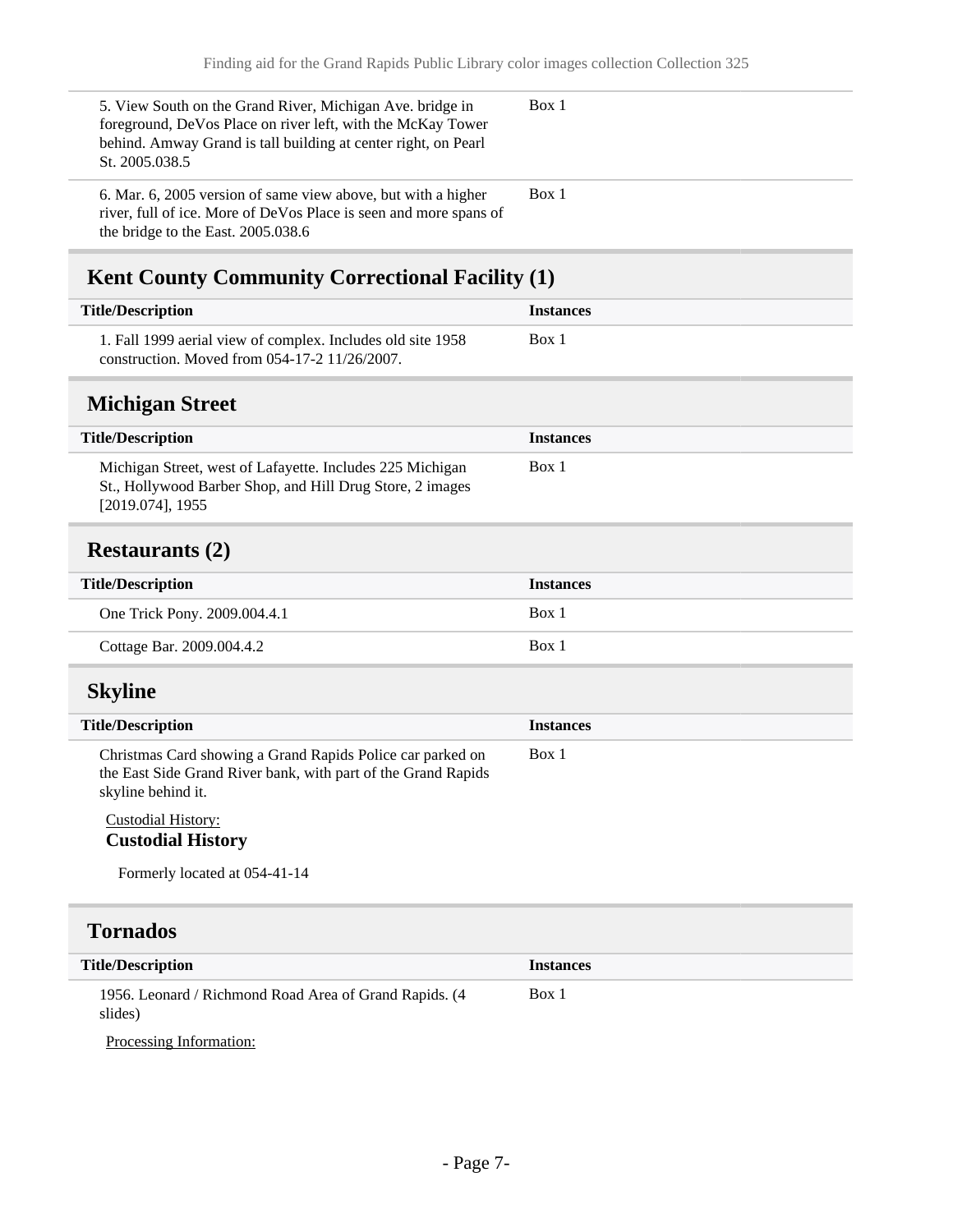| Title/Description | Instances |
| --- | --- |
| 5. View South on the Grand River, Michigan Ave. bridge in foreground, DeVos Place on river left, with the McKay Tower behind. Amway Grand is tall building at center right, on Pearl St. 2005.038.5 | Box 1 |
| 6. Mar. 6, 2005 version of same view above, but with a higher river, full of ice. More of DeVos Place is seen and more spans of the bridge to the East. 2005.038.6 | Box 1 |

## Kent County Community Correctional Facility (1)

| Title/Description | Instances |
| --- | --- |
| 1. Fall 1999 aerial view of complex. Includes old site 1958 construction. Moved from 054-17-2 11/26/2007. | Box 1 |

## Michigan Street

| Title/Description | Instances |
| --- | --- |
| Michigan Street, west of Lafayette. Includes 225 Michigan St., Hollywood Barber Shop, and Hill Drug Store, 2 images [2019.074], 1955 | Box 1 |

## Restaurants (2)

| Title/Description | Instances |
| --- | --- |
| One Trick Pony. 2009.004.4.1 | Box 1 |
| Cottage Bar. 2009.004.4.2 | Box 1 |

## Skyline

| Title/Description | Instances |
| --- | --- |
| Christmas Card showing a Grand Rapids Police car parked on the East Side Grand River bank, with part of the Grand Rapids skyline behind it. | Box 1 |

Custodial History:

**Custodial History**

Formerly located at 054-41-14

## Tornados

| Title/Description | Instances |
| --- | --- |
| 1956. Leonard / Richmond Road Area of Grand Rapids. (4 slides) | Box 1 |

Processing Information: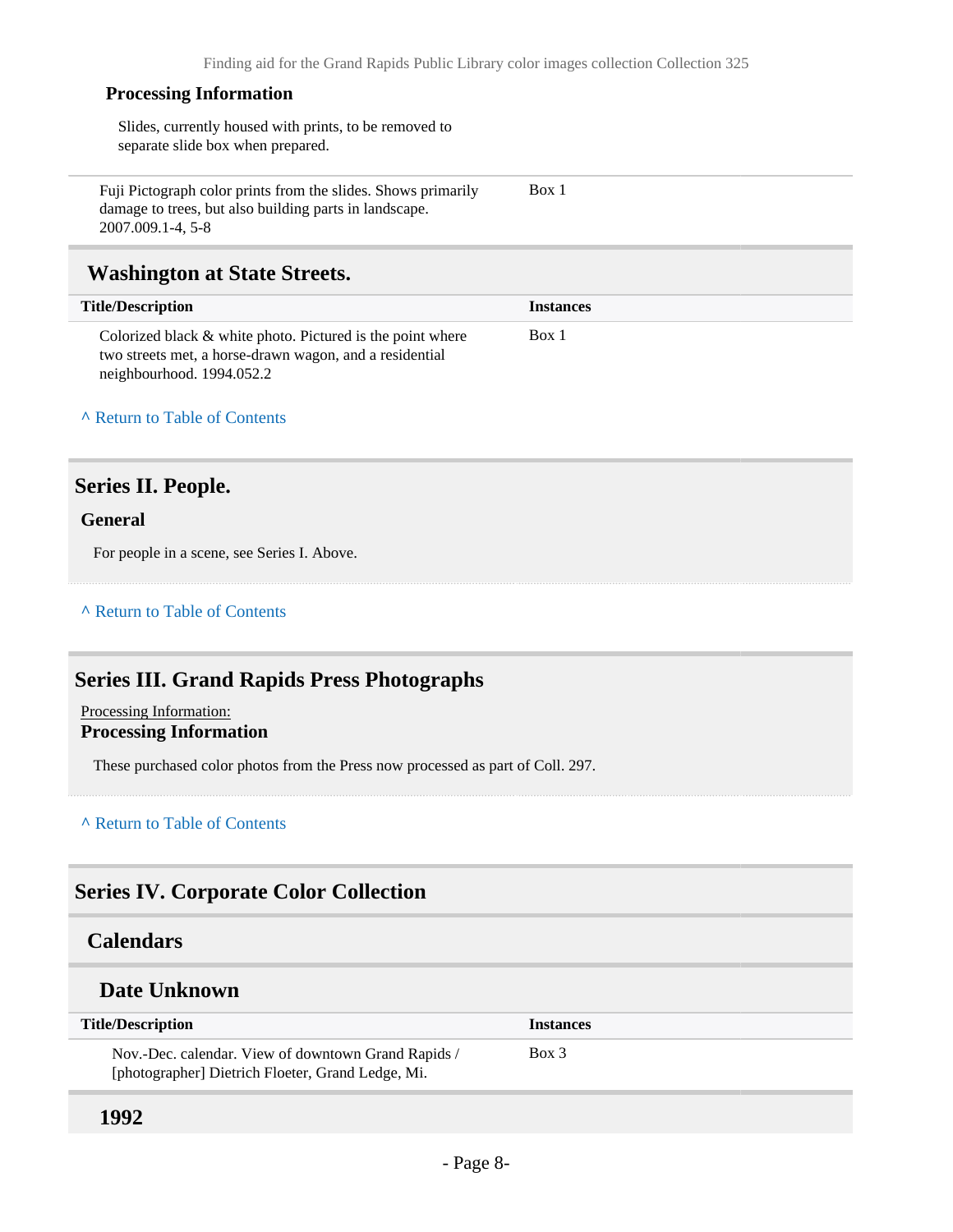#### Processing Information

Slides, currently housed with prints, to be removed to separate slide box when prepared.

| | |
|---|---|
| Fuji Pictograph color prints from the slides. Shows primarily damage to trees, but also building parts in landscape. 2007.009.1-4, 5-8 | Box 1 |

### Washington at State Streets.

| Title/Description | Instances |
|---|---|
| Colorized black & white photo. Pictured is the point where two streets met, a horse-drawn wagon, and a residential neighbourhood. 1994.052.2 | Box 1 |

^ Return to Table of Contents

## Series II. People.

#### General

For people in a scene, see Series I. Above.

^ Return to Table of Contents

## Series III. Grand Rapids Press Photographs

Processing Information:

#### Processing Information

These purchased color photos from the Press now processed as part of Coll. 297.

^ Return to Table of Contents

## Series IV. Corporate Color Collection

### Calendars

### Date Unknown

| Title/Description | Instances |
|---|---|
| Nov.-Dec. calendar. View of downtown Grand Rapids / [photographer] Dietrich Floeter, Grand Ledge, Mi. | Box 3 |

### 1992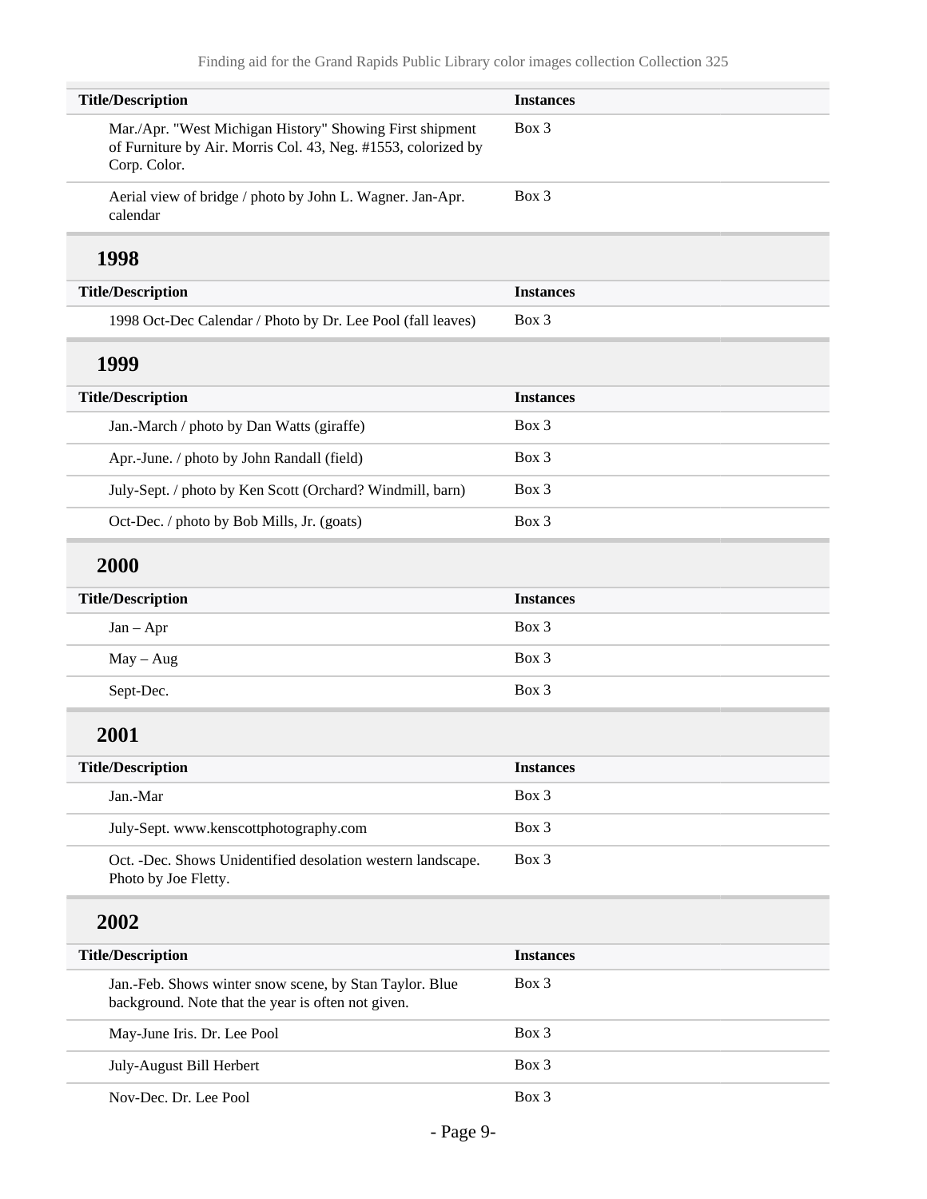| Title/Description | Instances |
| --- | --- |
| Mar./Apr. "West Michigan History" Showing First shipment of Furniture by Air. Morris Col. 43, Neg. #1553, colorized by Corp. Color. | Box 3 |
| Aerial view of bridge / photo by John L. Wagner. Jan-Apr. calendar | Box 3 |

## 1998

| Title/Description | Instances |
| --- | --- |
| 1998 Oct-Dec Calendar / Photo by Dr. Lee Pool (fall leaves) | Box 3 |

## 1999

| Title/Description | Instances |
| --- | --- |
| Jan.-March / photo by Dan Watts (giraffe) | Box 3 |
| Apr.-June. / photo by John Randall (field) | Box 3 |
| July-Sept. / photo by Ken Scott (Orchard? Windmill, barn) | Box 3 |
| Oct-Dec. / photo by Bob Mills, Jr. (goats) | Box 3 |

## 2000

| Title/Description | Instances |
| --- | --- |
| Jan – Apr | Box 3 |
| May – Aug | Box 3 |
| Sept-Dec. | Box 3 |

## 2001

| Title/Description | Instances |
| --- | --- |
| Jan.-Mar | Box 3 |
| July-Sept. www.kenscottphotography.com | Box 3 |
| Oct. -Dec. Shows Unidentified desolation western landscape. Photo by Joe Fletty. | Box 3 |

## 2002

| Title/Description | Instances |
| --- | --- |
| Jan.-Feb. Shows winter snow scene, by Stan Taylor. Blue background. Note that the year is often not given. | Box 3 |
| May-June Iris. Dr. Lee Pool | Box 3 |
| July-August Bill Herbert | Box 3 |
| Nov-Dec. Dr. Lee Pool | Box 3 |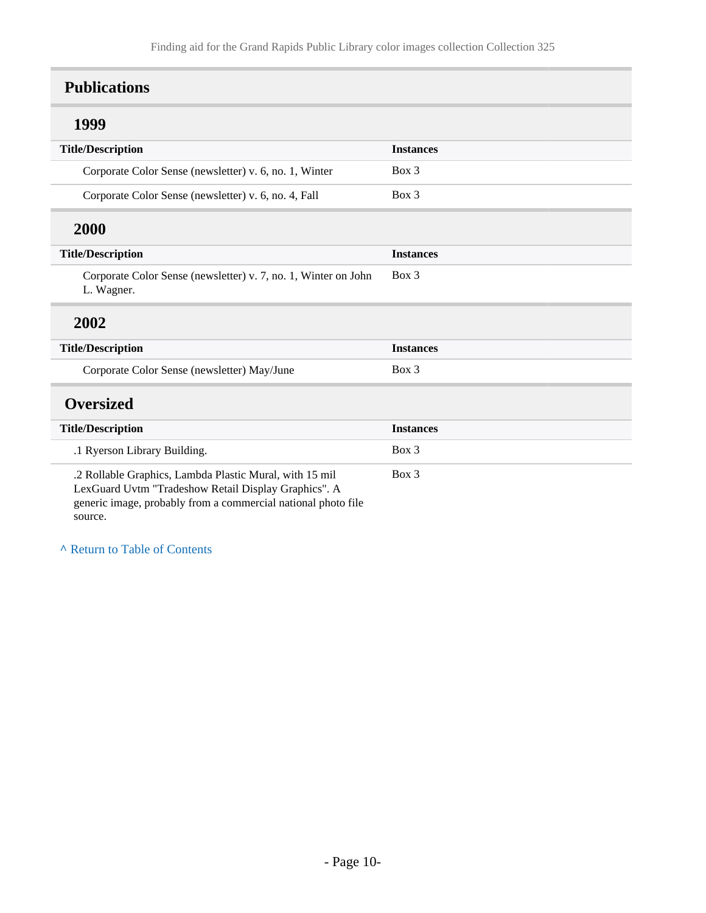## Publications

### 1999

| Title/Description | Instances |
| --- | --- |
| Corporate Color Sense (newsletter) v. 6, no. 1, Winter | Box 3 |
| Corporate Color Sense (newsletter) v. 6, no. 4, Fall | Box 3 |

### 2000

| Title/Description | Instances |
| --- | --- |
| Corporate Color Sense (newsletter) v. 7, no. 1, Winter on John L. Wagner. | Box 3 |

### 2002

| Title/Description | Instances |
| --- | --- |
| Corporate Color Sense (newsletter) May/June | Box 3 |

## Oversized

| Title/Description | Instances |
| --- | --- |
| .1 Ryerson Library Building. | Box 3 |
| .2 Rollable Graphics, Lambda Plastic Mural, with 15 mil LexGuard Uvtm "Tradeshow Retail Display Graphics". A generic image, probably from a commercial national photo file source. | Box 3 |

^ Return to Table of Contents